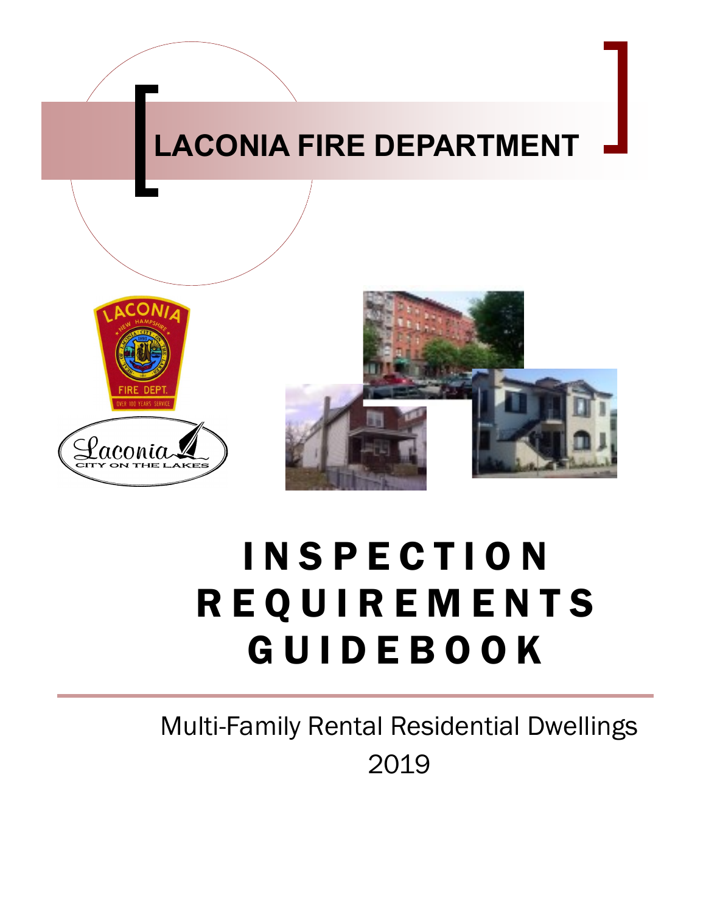# LACONIA FIRE DEPARTMENT

# INSPECTION REQUIREMENTS GUIDEBOOK

Multi-Family Rental Residential Dwellings

2019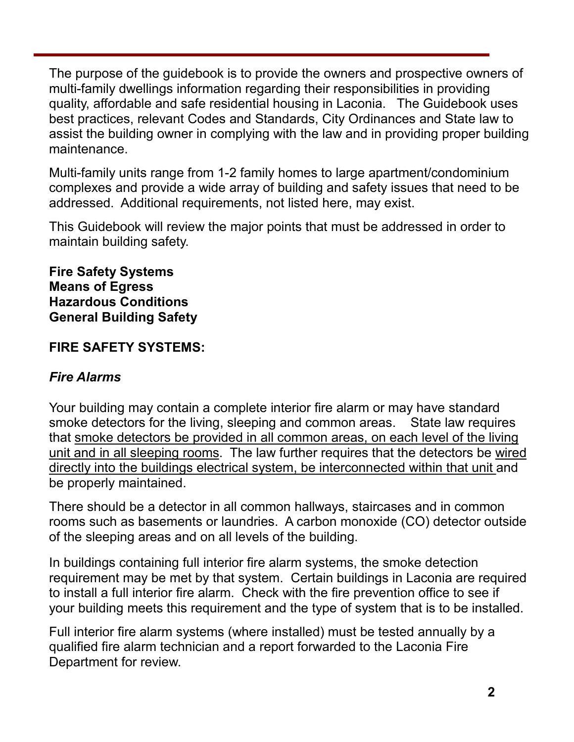The purpose of the guidebook is to provide the owners and prospective owners of multi-family dwellings information regarding their responsibilities in providing quality, affordable and safe residential housing in Laconia. The Guidebook uses best practices, relevant Codes and Standards, City Ordinances and State law to assist the building owner in complying with the law and in providing proper building maintenance.

Multi-family units range from 1-2 family homes to large apartment/condominium complexes and provide a wide array of building and safety issues that need to be addressed. Additional requirements, not listed here, may exist.

This Guidebook will review the major points that must be addressed in order to maintain building safety.

**Fire Safety Systems**
**Means of Egress**
**Hazardous Conditions**
**General Building Safety**

## FIRE SAFETY SYSTEMS:

### *Fire Alarms*

Your building may contain a complete interior fire alarm or may have standard smoke detectors for the living, sleeping and common areas. State law requires that <u>smoke detectors be provided in all common areas, on each level of the living unit and in all sleeping rooms</u>. The law further requires that the detectors be <u>wired directly into the buildings electrical system, be interconnected within that unit</u> and be properly maintained.

There should be a detector in all common hallways, staircases and in common rooms such as basements or laundries. A carbon monoxide (CO) detector outside of the sleeping areas and on all levels of the building.

In buildings containing full interior fire alarm systems, the smoke detection requirement may be met by that system. Certain buildings in Laconia are required to install a full interior fire alarm. Check with the fire prevention office to see if your building meets this requirement and the type of system that is to be installed.

Full interior fire alarm systems (where installed) must be tested annually by a qualified fire alarm technician and a report forwarded to the Laconia Fire Department for review.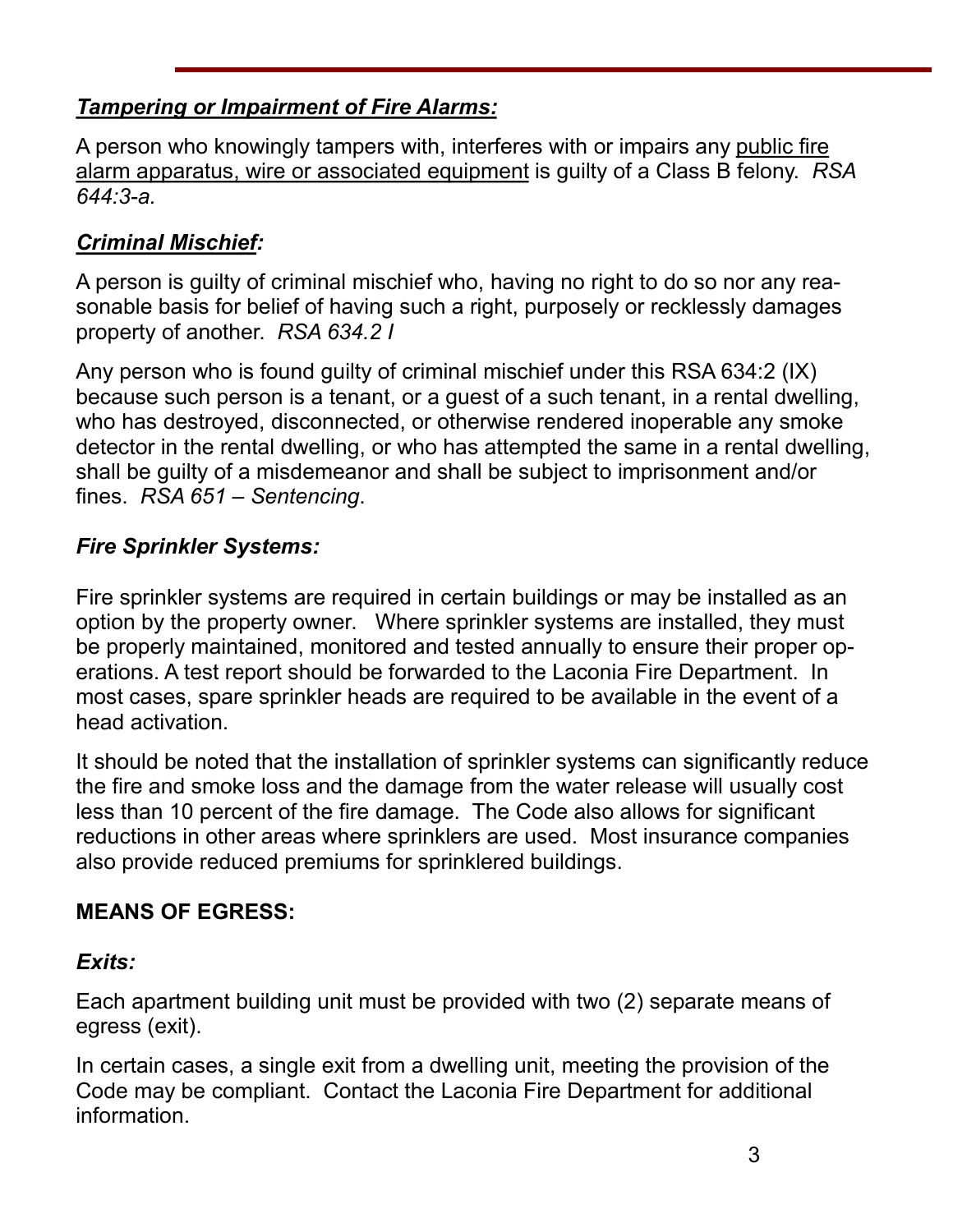### ***Tampering or Impairment of Fire Alarms:***

A person who knowingly tampers with, interferes with or impairs any public fire alarm apparatus, wire or associated equipment is guilty of a Class B felony. *RSA 644:3-a.*

### ***Criminal Mischief:***

A person is guilty of criminal mischief who, having no right to do so nor any reasonable basis for belief of having such a right, purposely or recklessly damages property of another. *RSA 634.2 I*

Any person who is found guilty of criminal mischief under this RSA 634:2 (IX) because such person is a tenant, or a guest of a such tenant, in a rental dwelling, who has destroyed, disconnected, or otherwise rendered inoperable any smoke detector in the rental dwelling, or who has attempted the same in a rental dwelling, shall be guilty of a misdemeanor and shall be subject to imprisonment and/or fines. *RSA 651 – Sentencing*.

### ***Fire Sprinkler Systems:***

Fire sprinkler systems are required in certain buildings or may be installed as an option by the property owner. Where sprinkler systems are installed, they must be properly maintained, monitored and tested annually to ensure their proper operations. A test report should be forwarded to the Laconia Fire Department. In most cases, spare sprinkler heads are required to be available in the event of a head activation.

It should be noted that the installation of sprinkler systems can significantly reduce the fire and smoke loss and the damage from the water release will usually cost less than 10 percent of the fire damage. The Code also allows for significant reductions in other areas where sprinklers are used. Most insurance companies also provide reduced premiums for sprinklered buildings.

## **MEANS OF EGRESS:**

### ***Exits:***

Each apartment building unit must be provided with two (2) separate means of egress (exit).

In certain cases, a single exit from a dwelling unit, meeting the provision of the Code may be compliant. Contact the Laconia Fire Department for additional information.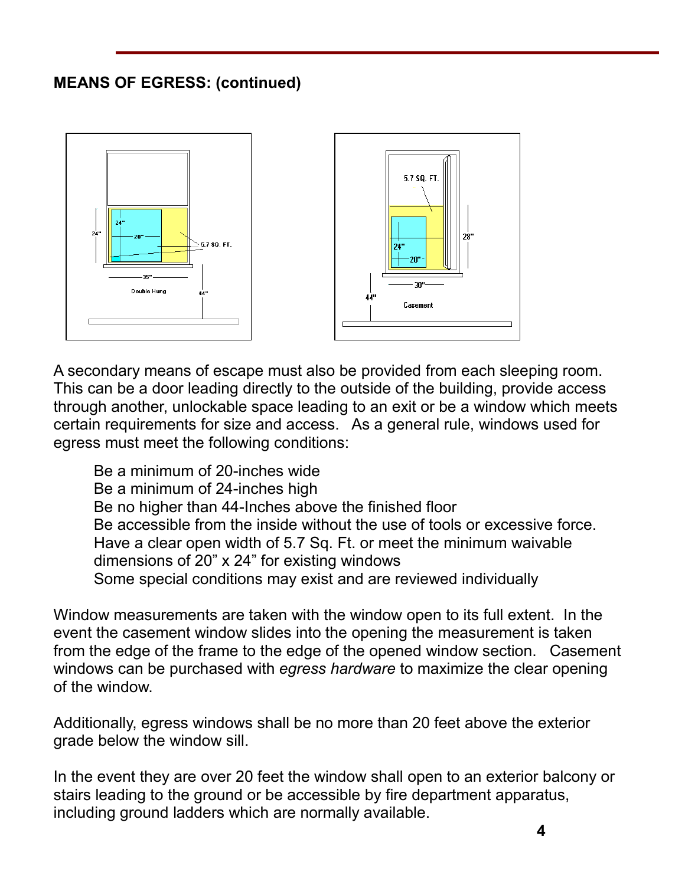**MEANS OF EGRESS: (continued)**

A secondary means of escape must also be provided from each sleeping room. This can be a door leading directly to the outside of the building, provide access through another, unlockable space leading to an exit or be a window which meets certain requirements for size and access. As a general rule, windows used for egress must meet the following conditions:

Be a minimum of 20-inches wide
Be a minimum of 24-inches high
Be no higher than 44-Inches above the finished floor
Be accessible from the inside without the use of tools or excessive force.
Have a clear open width of 5.7 Sq. Ft. or meet the minimum waivable dimensions of 20” x 24” for existing windows
Some special conditions may exist and are reviewed individually

Window measurements are taken with the window open to its full extent. In the event the casement window slides into the opening the measurement is taken from the edge of the frame to the edge of the opened window section. Casement windows can be purchased with *egress hardware* to maximize the clear opening of the window.

Additionally, egress windows shall be no more than 20 feet above the exterior grade below the window sill.

In the event they are over 20 feet the window shall open to an exterior balcony or stairs leading to the ground or be accessible by fire department apparatus, including ground ladders which are normally available.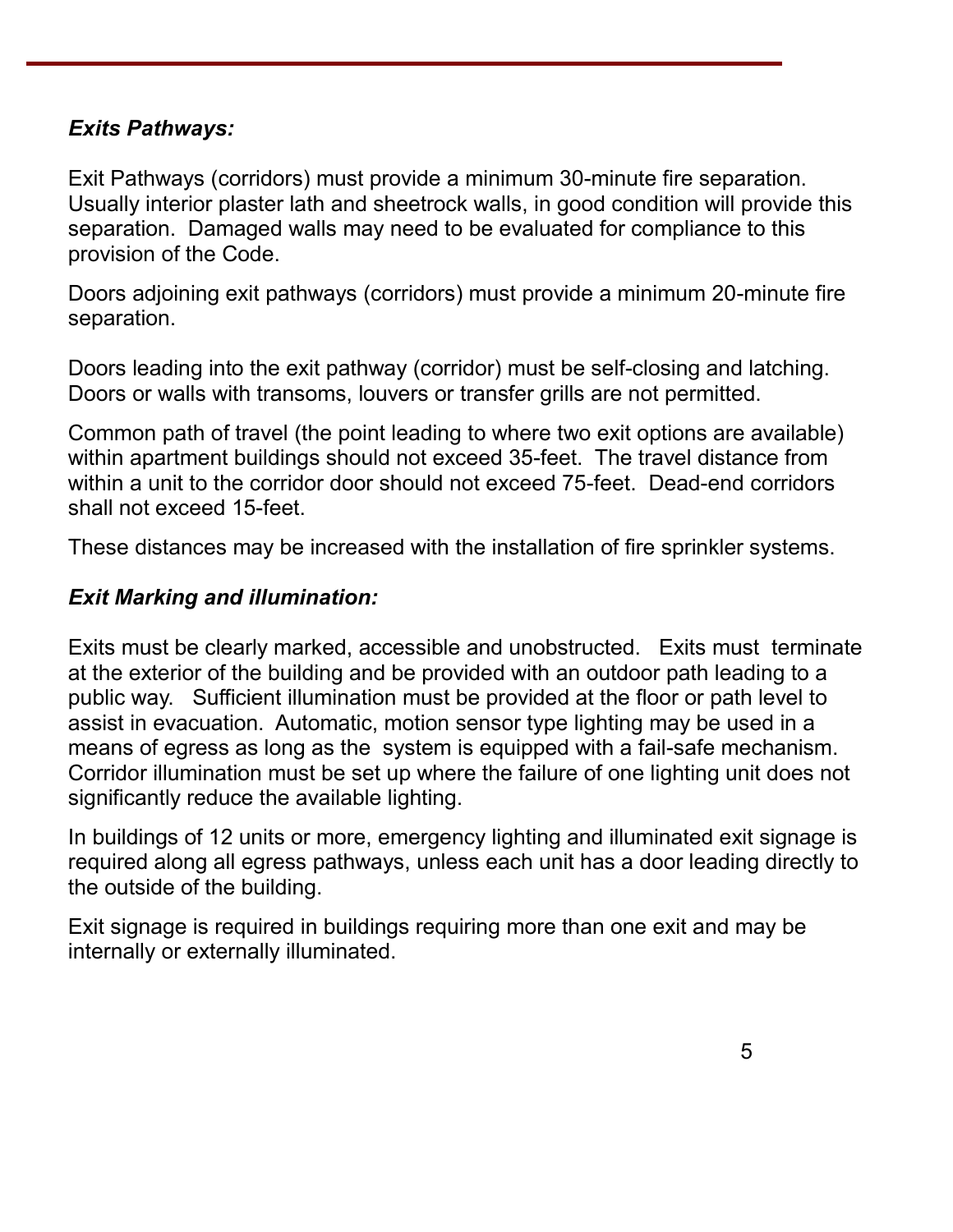### *Exits Pathways:*

Exit Pathways (corridors) must provide a minimum 30-minute fire separation. Usually interior plaster lath and sheetrock walls, in good condition will provide this separation. Damaged walls may need to be evaluated for compliance to this provision of the Code.

Doors adjoining exit pathways (corridors) must provide a minimum 20-minute fire separation.

Doors leading into the exit pathway (corridor) must be self-closing and latching. Doors or walls with transoms, louvers or transfer grills are not permitted.

Common path of travel (the point leading to where two exit options are available) within apartment buildings should not exceed 35-feet. The travel distance from within a unit to the corridor door should not exceed 75-feet. Dead-end corridors shall not exceed 15-feet.

These distances may be increased with the installation of fire sprinkler systems.

### *Exit Marking and illumination:*

Exits must be clearly marked, accessible and unobstructed. Exits must terminate at the exterior of the building and be provided with an outdoor path leading to a public way. Sufficient illumination must be provided at the floor or path level to assist in evacuation. Automatic, motion sensor type lighting may be used in a means of egress as long as the system is equipped with a fail-safe mechanism. Corridor illumination must be set up where the failure of one lighting unit does not significantly reduce the available lighting.

In buildings of 12 units or more, emergency lighting and illuminated exit signage is required along all egress pathways, unless each unit has a door leading directly to the outside of the building.

Exit signage is required in buildings requiring more than one exit and may be internally or externally illuminated.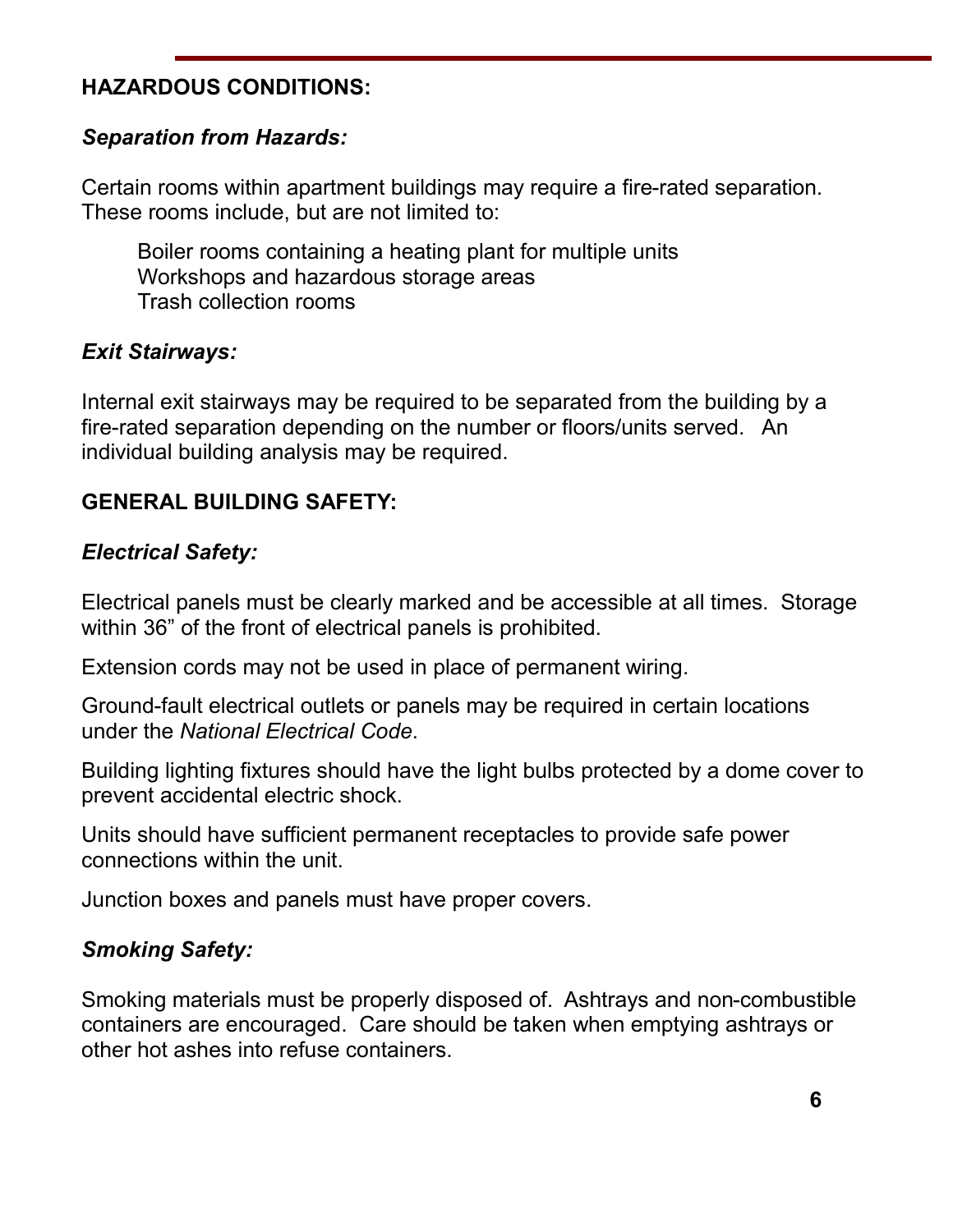## HAZARDOUS CONDITIONS:

### *Separation from Hazards:*

Certain rooms within apartment buildings may require a fire-rated separation. These rooms include, but are not limited to:

- Boiler rooms containing a heating plant for multiple units
- Workshops and hazardous storage areas
- Trash collection rooms

### *Exit Stairways:*

Internal exit stairways may be required to be separated from the building by a fire-rated separation depending on the number or floors/units served. An individual building analysis may be required.

## GENERAL BUILDING SAFETY:

### *Electrical Safety:*

Electrical panels must be clearly marked and be accessible at all times. Storage within 36” of the front of electrical panels is prohibited.

Extension cords may not be used in place of permanent wiring.

Ground-fault electrical outlets or panels may be required in certain locations under the *National Electrical Code*.

Building lighting fixtures should have the light bulbs protected by a dome cover to prevent accidental electric shock.

Units should have sufficient permanent receptacles to provide safe power connections within the unit.

Junction boxes and panels must have proper covers.

### *Smoking Safety:*

Smoking materials must be properly disposed of. Ashtrays and non-combustible containers are encouraged. Care should be taken when emptying ashtrays or other hot ashes into refuse containers.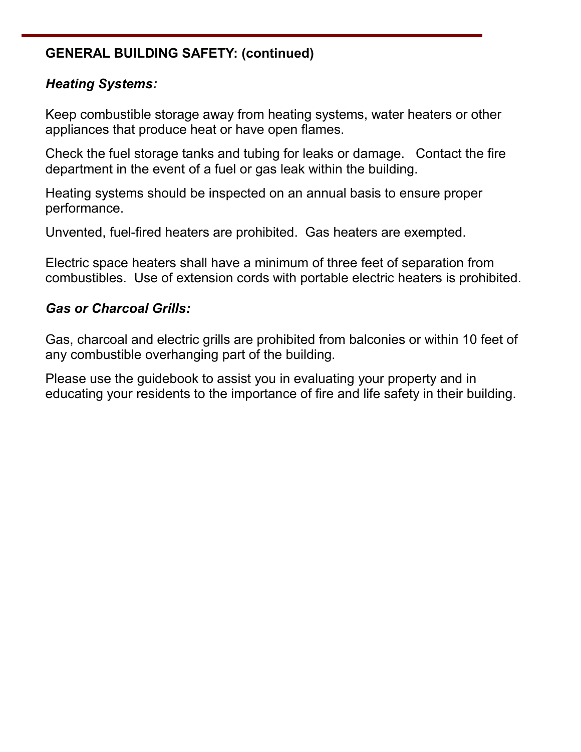**GENERAL BUILDING SAFETY: (continued)**

***Heating Systems:***

Keep combustible storage away from heating systems, water heaters or other appliances that produce heat or have open flames.

Check the fuel storage tanks and tubing for leaks or damage. Contact the fire department in the event of a fuel or gas leak within the building.

Heating systems should be inspected on an annual basis to ensure proper performance.

Unvented, fuel-fired heaters are prohibited. Gas heaters are exempted.

Electric space heaters shall have a minimum of three feet of separation from combustibles. Use of extension cords with portable electric heaters is prohibited.

***Gas or Charcoal Grills:***

Gas, charcoal and electric grills are prohibited from balconies or within 10 feet of any combustible overhanging part of the building.

Please use the guidebook to assist you in evaluating your property and in educating your residents to the importance of fire and life safety in their building.